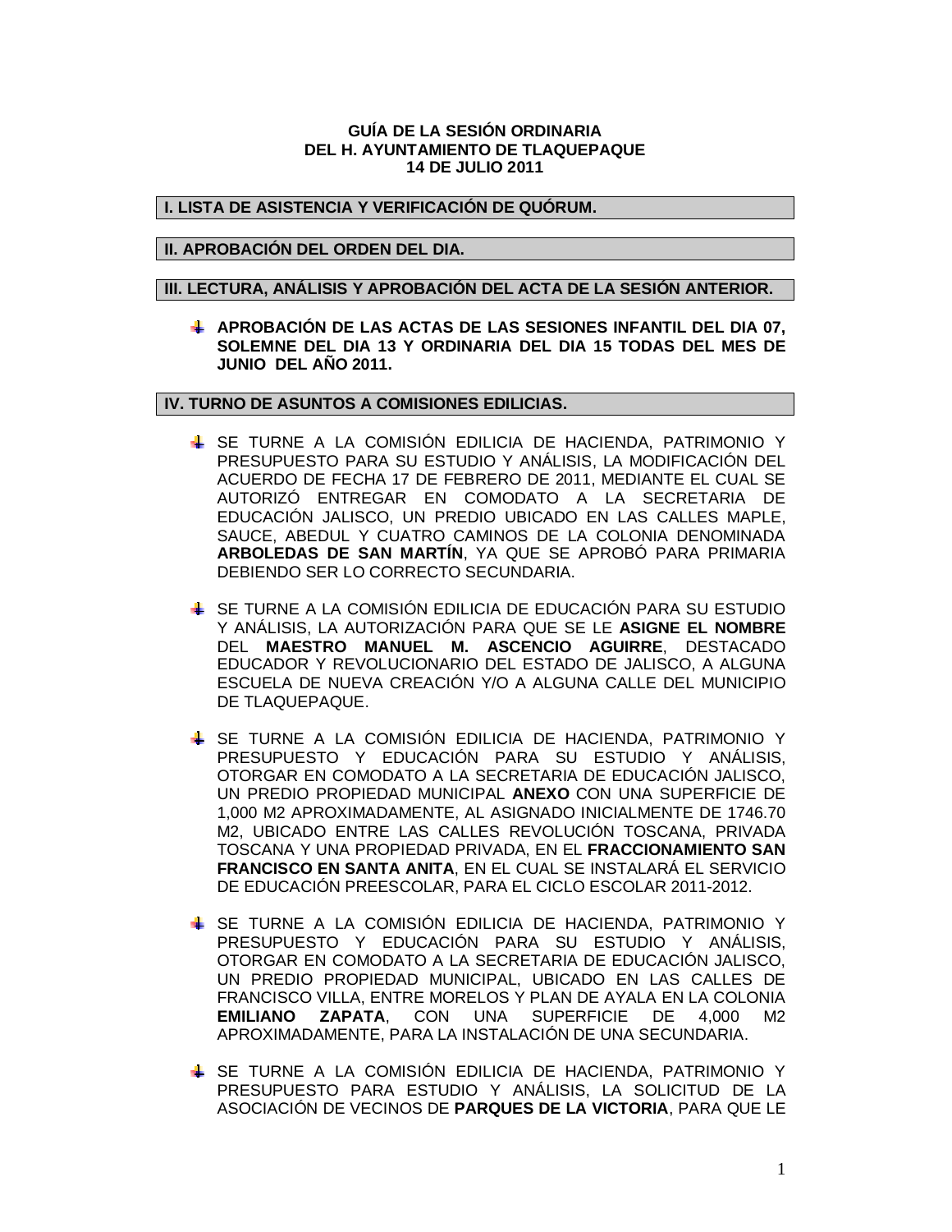**GUÍA DE LA SESIÓN ORDINARIA**
**DEL H. AYUNTAMIENTO DE TLAQUEPAQUE**
**14 DE JULIO 2011**

## I. LISTA DE ASISTENCIA Y VERIFICACIÓN DE QUÓRUM.

## II. APROBACIÓN DEL ORDEN DEL DIA.

## III. LECTURA, ANÁLISIS Y APROBACIÓN DEL ACTA DE LA SESIÓN ANTERIOR.

- **APROBACIÓN DE LAS ACTAS DE LAS SESIONES INFANTIL DEL DIA 07, SOLEMNE DEL DIA 13 Y ORDINARIA DEL DIA 15 TODAS DEL MES DE JUNIO DEL AÑO 2011.**

## IV. TURNO DE ASUNTOS A COMISIONES EDILICIAS.

- SE TURNE A LA COMISIÓN EDILICIA DE HACIENDA, PATRIMONIO Y PRESUPUESTO PARA SU ESTUDIO Y ANÁLISIS, LA MODIFICACIÓN DEL ACUERDO DE FECHA 17 DE FEBRERO DE 2011, MEDIANTE EL CUAL SE AUTORIZÓ ENTREGAR EN COMODATO A LA SECRETARIA DE EDUCACIÓN JALISCO, UN PREDIO UBICADO EN LAS CALLES MAPLE, SAUCE, ABEDUL Y CUATRO CAMINOS DE LA COLONIA DENOMINADA **ARBOLEDAS DE SAN MARTÍN**, YA QUE SE APROBÓ PARA PRIMARIA DEBIENDO SER LO CORRECTO SECUNDARIA.

- SE TURNE A LA COMISIÓN EDILICIA DE EDUCACIÓN PARA SU ESTUDIO Y ANÁLISIS, LA AUTORIZACIÓN PARA QUE SE LE **ASIGNE EL NOMBRE** DEL **MAESTRO MANUEL M. ASCENCIO AGUIRRE**, DESTACADO EDUCADOR Y REVOLUCIONARIO DEL ESTADO DE JALISCO, A ALGUNA ESCUELA DE NUEVA CREACIÓN Y/O A ALGUNA CALLE DEL MUNICIPIO DE TLAQUEPAQUE.

- SE TURNE A LA COMISIÓN EDILICIA DE HACIENDA, PATRIMONIO Y PRESUPUESTO Y EDUCACIÓN PARA SU ESTUDIO Y ANÁLISIS, OTORGAR EN COMODATO A LA SECRETARIA DE EDUCACIÓN JALISCO, UN PREDIO PROPIEDAD MUNICIPAL **ANEXO** CON UNA SUPERFICIE DE 1,000 M2 APROXIMADAMENTE, AL ASIGNADO INICIALMENTE DE 1746.70 M2, UBICADO ENTRE LAS CALLES REVOLUCIÓN TOSCANA, PRIVADA TOSCANA Y UNA PROPIEDAD PRIVADA, EN EL **FRACCIONAMIENTO SAN FRANCISCO EN SANTA ANITA**, EN EL CUAL SE INSTALARÁ EL SERVICIO DE EDUCACIÓN PREESCOLAR, PARA EL CICLO ESCOLAR 2011-2012.

- SE TURNE A LA COMISIÓN EDILICIA DE HACIENDA, PATRIMONIO Y PRESUPUESTO Y EDUCACIÓN PARA SU ESTUDIO Y ANÁLISIS, OTORGAR EN COMODATO A LA SECRETARIA DE EDUCACIÓN JALISCO, UN PREDIO PROPIEDAD MUNICIPAL, UBICADO EN LAS CALLES DE FRANCISCO VILLA, ENTRE MORELOS Y PLAN DE AYALA EN LA COLONIA **EMILIANO ZAPATA**, CON UNA SUPERFICIE DE 4,000 M2 APROXIMADAMENTE, PARA LA INSTALACIÓN DE UNA SECUNDARIA.

- SE TURNE A LA COMISIÓN EDILICIA DE HACIENDA, PATRIMONIO Y PRESUPUESTO PARA ESTUDIO Y ANÁLISIS, LA SOLICITUD DE LA ASOCIACIÓN DE VECINOS DE **PARQUES DE LA VICTORIA**, PARA QUE LE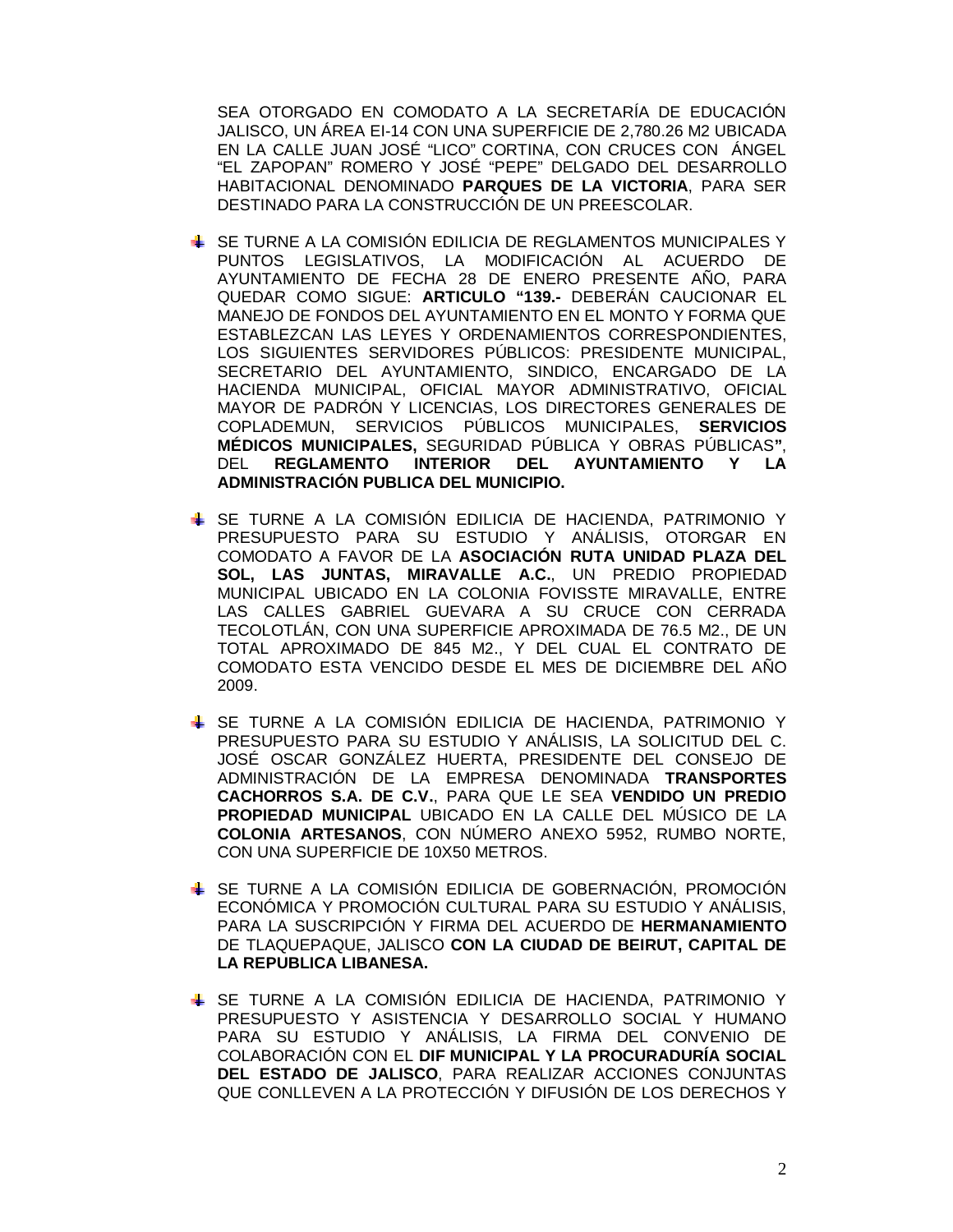SEA OTORGADO EN COMODATO A LA SECRETARÍA DE EDUCACIÓN JALISCO, UN ÁREA EI-14 CON UNA SUPERFICIE DE 2,780.26 M2 UBICADA EN LA CALLE JUAN JOSÉ "LICO" CORTINA, CON CRUCES CON ÁNGEL "EL ZAPOPAN" ROMERO Y JOSÉ "PEPE" DELGADO DEL DESARROLLO HABITACIONAL DENOMINADO **PARQUES DE LA VICTORIA**, PARA SER DESTINADO PARA LA CONSTRUCCIÓN DE UN PREESCOLAR.

- SE TURNE A LA COMISIÓN EDILICIA DE REGLAMENTOS MUNICIPALES Y PUNTOS LEGISLATIVOS, LA MODIFICACIÓN AL ACUERDO DE AYUNTAMIENTO DE FECHA 28 DE ENERO PRESENTE AÑO, PARA QUEDAR COMO SIGUE: **ARTICULO "139.-** DEBERÁN CAUCIONAR EL MANEJO DE FONDOS DEL AYUNTAMIENTO EN EL MONTO Y FORMA QUE ESTABLEZCAN LAS LEYES Y ORDENAMIENTOS CORRESPONDIENTES, LOS SIGUIENTES SERVIDORES PÚBLICOS: PRESIDENTE MUNICIPAL, SECRETARIO DEL AYUNTAMIENTO, SINDICO, ENCARGADO DE LA HACIENDA MUNICIPAL, OFICIAL MAYOR ADMINISTRATIVO, OFICIAL MAYOR DE PADRÓN Y LICENCIAS, LOS DIRECTORES GENERALES DE COPLADEMUN, SERVICIOS PÚBLICOS MUNICIPALES, **SERVICIOS MÉDICOS MUNICIPALES,** SEGURIDAD PÚBLICA Y OBRAS PÚBLICAS**"**, DEL **REGLAMENTO INTERIOR DEL AYUNTAMIENTO Y LA ADMINISTRACIÓN PUBLICA DEL MUNICIPIO.**

- SE TURNE A LA COMISIÓN EDILICIA DE HACIENDA, PATRIMONIO Y PRESUPUESTO PARA SU ESTUDIO Y ANÁLISIS, OTORGAR EN COMODATO A FAVOR DE LA **ASOCIACIÓN RUTA UNIDAD PLAZA DEL SOL, LAS JUNTAS, MIRAVALLE A.C.**, UN PREDIO PROPIEDAD MUNICIPAL UBICADO EN LA COLONIA FOVISSTE MIRAVALLE, ENTRE LAS CALLES GABRIEL GUEVARA A SU CRUCE CON CERRADA TECOLOTLÁN, CON UNA SUPERFICIE APROXIMADA DE 76.5 M2., DE UN TOTAL APROXIMADO DE 845 M2., Y DEL CUAL EL CONTRATO DE COMODATO ESTA VENCIDO DESDE EL MES DE DICIEMBRE DEL AÑO 2009.

- SE TURNE A LA COMISIÓN EDILICIA DE HACIENDA, PATRIMONIO Y PRESUPUESTO PARA SU ESTUDIO Y ANÁLISIS, LA SOLICITUD DEL C. JOSÉ OSCAR GONZÁLEZ HUERTA, PRESIDENTE DEL CONSEJO DE ADMINISTRACIÓN DE LA EMPRESA DENOMINADA **TRANSPORTES CACHORROS S.A. DE C.V.**, PARA QUE LE SEA **VENDIDO UN PREDIO PROPIEDAD MUNICIPAL** UBICADO EN LA CALLE DEL MÚSICO DE LA **COLONIA ARTESANOS**, CON NÚMERO ANEXO 5952, RUMBO NORTE, CON UNA SUPERFICIE DE 10X50 METROS.

- SE TURNE A LA COMISIÓN EDILICIA DE GOBERNACIÓN, PROMOCIÓN ECONÓMICA Y PROMOCIÓN CULTURAL PARA SU ESTUDIO Y ANÁLISIS, PARA LA SUSCRIPCIÓN Y FIRMA DEL ACUERDO DE **HERMANAMIENTO** DE TLAQUEPAQUE, JALISCO **CON LA CIUDAD DE BEIRUT, CAPITAL DE LA REPUBLICA LIBANESA.**

- SE TURNE A LA COMISIÓN EDILICIA DE HACIENDA, PATRIMONIO Y PRESUPUESTO Y ASISTENCIA Y DESARROLLO SOCIAL Y HUMANO PARA SU ESTUDIO Y ANÁLISIS, LA FIRMA DEL CONVENIO DE COLABORACIÓN CON EL **DIF MUNICIPAL Y LA PROCURADURÍA SOCIAL DEL ESTADO DE JALISCO**, PARA REALIZAR ACCIONES CONJUNTAS QUE CONLLEVEN A LA PROTECCIÓN Y DIFUSIÓN DE LOS DERECHOS Y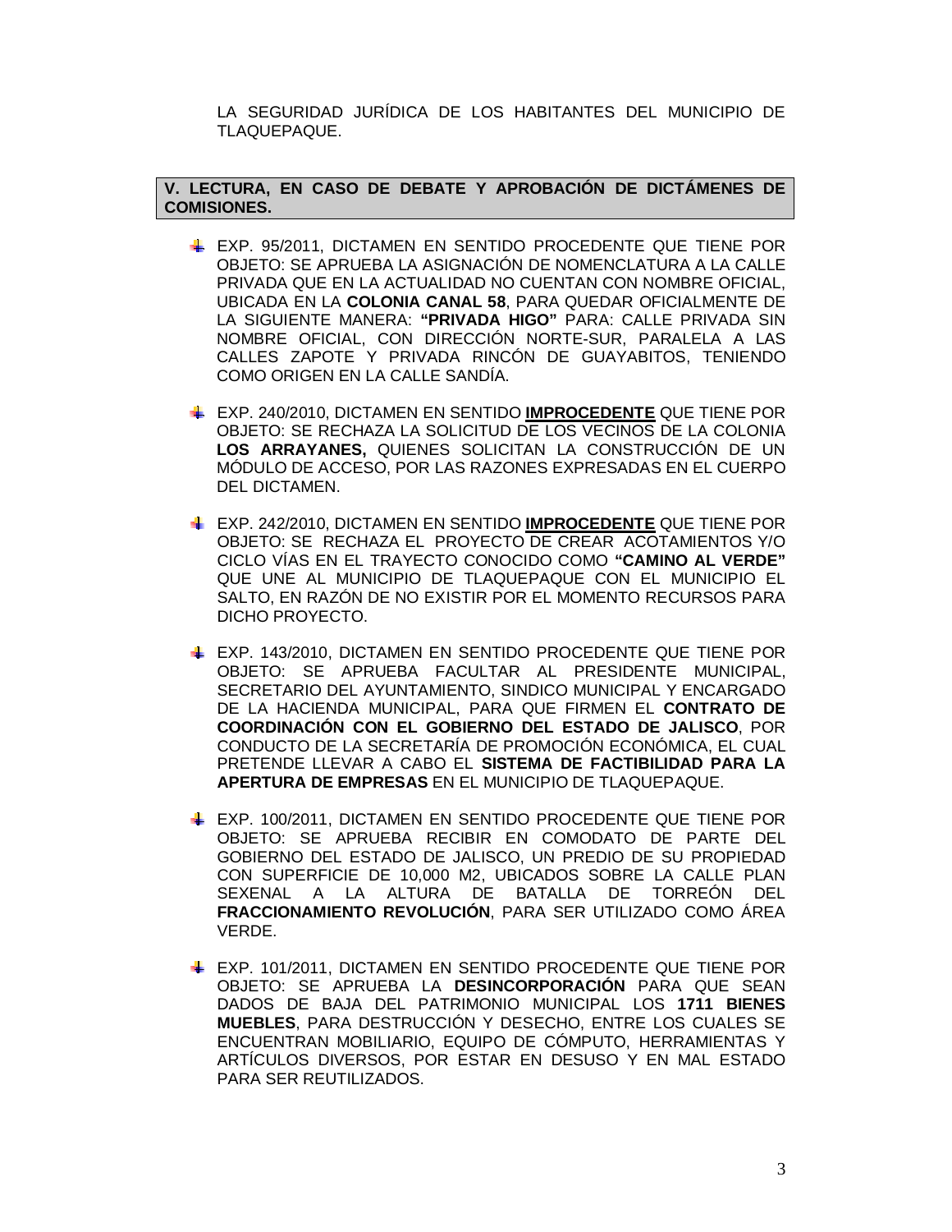LA SEGURIDAD JURÍDICA DE LOS HABITANTES DEL MUNICIPIO DE TLAQUEPAQUE.

## V. LECTURA, EN CASO DE DEBATE Y APROBACIÓN DE DICTÁMENES DE COMISIONES.

- EXP. 95/2011, DICTAMEN EN SENTIDO PROCEDENTE QUE TIENE POR OBJETO: SE APRUEBA LA ASIGNACIÓN DE NOMENCLATURA A LA CALLE PRIVADA QUE EN LA ACTUALIDAD NO CUENTAN CON NOMBRE OFICIAL, UBICADA EN LA **COLONIA CANAL 58**, PARA QUEDAR OFICIALMENTE DE LA SIGUIENTE MANERA: **"PRIVADA HIGO"** PARA: CALLE PRIVADA SIN NOMBRE OFICIAL, CON DIRECCIÓN NORTE-SUR, PARALELA A LAS CALLES ZAPOTE Y PRIVADA RINCÓN DE GUAYABITOS, TENIENDO COMO ORIGEN EN LA CALLE SANDÍA.

- EXP. 240/2010, DICTAMEN EN SENTIDO **<u>IMPROCEDENTE</u>** QUE TIENE POR OBJETO: SE RECHAZA LA SOLICITUD DE LOS VECINOS DE LA COLONIA **LOS ARRAYANES,** QUIENES SOLICITAN LA CONSTRUCCIÓN DE UN MÓDULO DE ACCESO, POR LAS RAZONES EXPRESADAS EN EL CUERPO DEL DICTAMEN.

- EXP. 242/2010, DICTAMEN EN SENTIDO **<u>IMPROCEDENTE</u>** QUE TIENE POR OBJETO: SE RECHAZA EL PROYECTO DE CREAR ACOTAMIENTOS Y/O CICLO VÍAS EN EL TRAYECTO CONOCIDO COMO **"CAMINO AL VERDE"** QUE UNE AL MUNICIPIO DE TLAQUEPAQUE CON EL MUNICIPIO EL SALTO, EN RAZÓN DE NO EXISTIR POR EL MOMENTO RECURSOS PARA DICHO PROYECTO.

- EXP. 143/2010, DICTAMEN EN SENTIDO PROCEDENTE QUE TIENE POR OBJETO: SE APRUEBA FACULTAR AL PRESIDENTE MUNICIPAL, SECRETARIO DEL AYUNTAMIENTO, SINDICO MUNICIPAL Y ENCARGADO DE LA HACIENDA MUNICIPAL, PARA QUE FIRMEN EL **CONTRATO DE COORDINACIÓN CON EL GOBIERNO DEL ESTADO DE JALISCO**, POR CONDUCTO DE LA SECRETARÍA DE PROMOCIÓN ECONÓMICA, EL CUAL PRETENDE LLEVAR A CABO EL **SISTEMA DE FACTIBILIDAD PARA LA APERTURA DE EMPRESAS** EN EL MUNICIPIO DE TLAQUEPAQUE.

- EXP. 100/2011, DICTAMEN EN SENTIDO PROCEDENTE QUE TIENE POR OBJETO: SE APRUEBA RECIBIR EN COMODATO DE PARTE DEL GOBIERNO DEL ESTADO DE JALISCO, UN PREDIO DE SU PROPIEDAD CON SUPERFICIE DE 10,000 M2, UBICADOS SOBRE LA CALLE PLAN SEXENAL A LA ALTURA DE BATALLA DE TORREÓN DEL **FRACCIONAMIENTO REVOLUCIÓN**, PARA SER UTILIZADO COMO ÁREA VERDE.

- EXP. 101/2011, DICTAMEN EN SENTIDO PROCEDENTE QUE TIENE POR OBJETO: SE APRUEBA LA **DESINCORPORACIÓN** PARA QUE SEAN DADOS DE BAJA DEL PATRIMONIO MUNICIPAL LOS **1711 BIENES MUEBLES**, PARA DESTRUCCIÓN Y DESECHO, ENTRE LOS CUALES SE ENCUENTRAN MOBILIARIO, EQUIPO DE CÓMPUTO, HERRAMIENTAS Y ARTÍCULOS DIVERSOS, POR ESTAR EN DESUSO Y EN MAL ESTADO PARA SER REUTILIZADOS.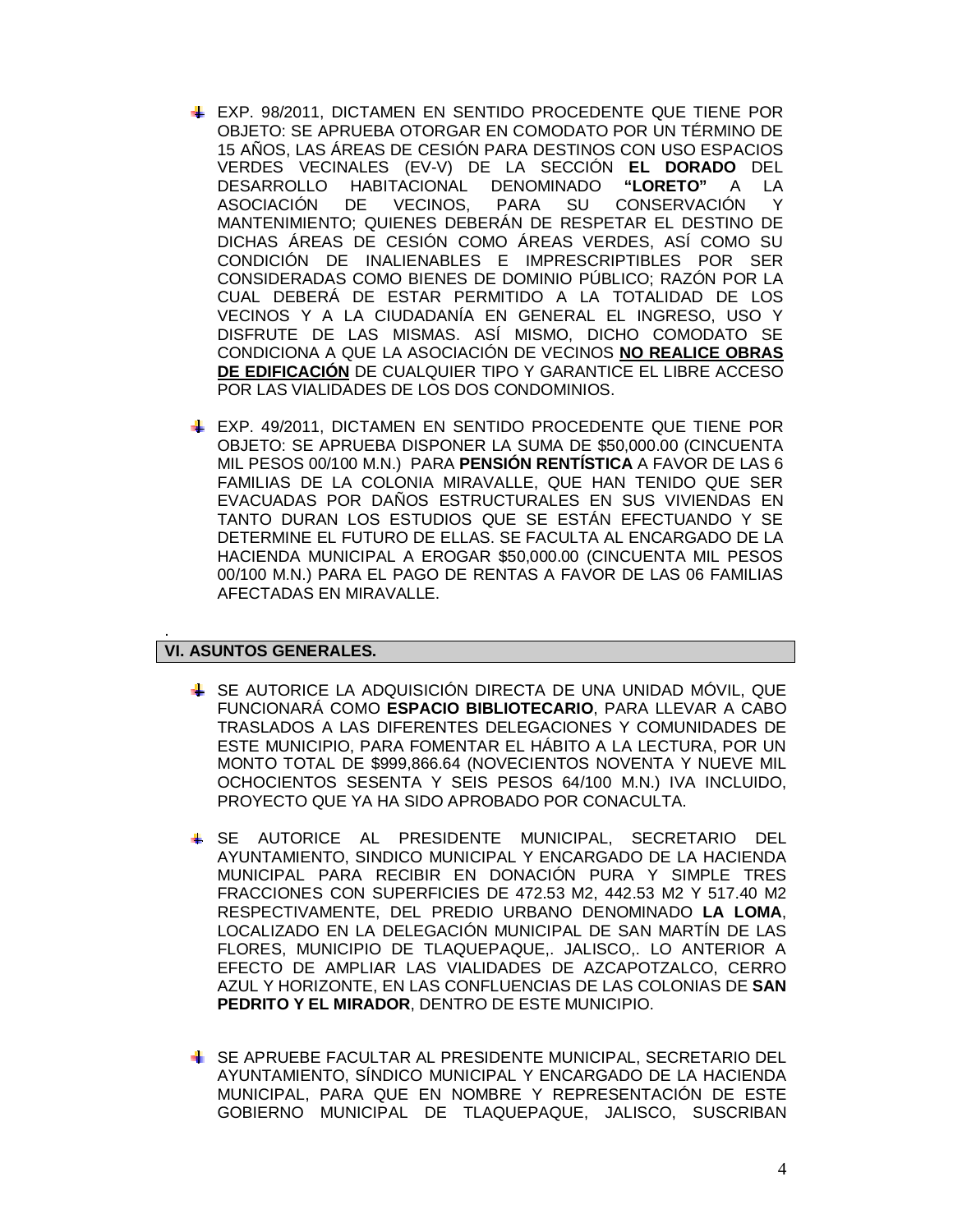- EXP. 98/2011, DICTAMEN EN SENTIDO PROCEDENTE QUE TIENE POR OBJETO: SE APRUEBA OTORGAR EN COMODATO POR UN TÉRMINO DE 15 AÑOS, LAS ÁREAS DE CESIÓN PARA DESTINOS CON USO ESPACIOS VERDES VECINALES (EV-V) DE LA SECCIÓN **EL DORADO** DEL DESARROLLO HABITACIONAL DENOMINADO **"LORETO"** A LA ASOCIACIÓN DE VECINOS, PARA SU CONSERVACIÓN Y MANTENIMIENTO; QUIENES DEBERÁN DE RESPETAR EL DESTINO DE DICHAS ÁREAS DE CESIÓN COMO ÁREAS VERDES, ASÍ COMO SU CONDICIÓN DE INALIENABLES E IMPRESCRIPTIBLES POR SER CONSIDERADAS COMO BIENES DE DOMINIO PÚBLICO; RAZÓN POR LA CUAL DEBERÁ DE ESTAR PERMITIDO A LA TOTALIDAD DE LOS VECINOS Y A LA CIUDADANÍA EN GENERAL EL INGRESO, USO Y DISFRUTE DE LAS MISMAS. ASÍ MISMO, DICHO COMODATO SE CONDICIONA A QUE LA ASOCIACIÓN DE VECINOS **<u>NO REALICE OBRAS DE EDIFICACIÓN</u>** DE CUALQUIER TIPO Y GARANTICE EL LIBRE ACCESO POR LAS VIALIDADES DE LOS DOS CONDOMINIOS.

- EXP. 49/2011, DICTAMEN EN SENTIDO PROCEDENTE QUE TIENE POR OBJETO: SE APRUEBA DISPONER LA SUMA DE $50,000.00 (CINCUENTA MIL PESOS 00/100 M.N.) PARA **PENSIÓN RENTÍSTICA** A FAVOR DE LAS 6 FAMILIAS DE LA COLONIA MIRAVALLE, QUE HAN TENIDO QUE SER EVACUADAS POR DAÑOS ESTRUCTURALES EN SUS VIVIENDAS EN TANTO DURAN LOS ESTUDIOS QUE SE ESTÁN EFECTUANDO Y SE DETERMINE EL FUTURO DE ELLAS. SE FACULTA AL ENCARGADO DE LA HACIENDA MUNICIPAL A EROGAR $50,000.00 (CINCUENTA MIL PESOS 00/100 M.N.) PARA EL PAGO DE RENTAS A FAVOR DE LAS 06 FAMILIAS AFECTADAS EN MIRAVALLE.

## VI. ASUNTOS GENERALES.

- SE AUTORICE LA ADQUISICIÓN DIRECTA DE UNA UNIDAD MÓVIL, QUE FUNCIONARÁ COMO **ESPACIO BIBLIOTECARIO**, PARA LLEVAR A CABO TRASLADOS A LAS DIFERENTES DELEGACIONES Y COMUNIDADES DE ESTE MUNICIPIO, PARA FOMENTAR EL HÁBITO A LA LECTURA, POR UN MONTO TOTAL DE $999,866.64 (NOVECIENTOS NOVENTA Y NUEVE MIL OCHOCIENTOS SESENTA Y SEIS PESOS 64/100 M.N.) IVA INCLUIDO, PROYECTO QUE YA HA SIDO APROBADO POR CONACULTA.

- SE AUTORICE AL PRESIDENTE MUNICIPAL, SECRETARIO DEL AYUNTAMIENTO, SINDICO MUNICIPAL Y ENCARGADO DE LA HACIENDA MUNICIPAL PARA RECIBIR EN DONACIÓN PURA Y SIMPLE TRES FRACCIONES CON SUPERFICIES DE 472.53 M2, 442.53 M2 Y 517.40 M2 RESPECTIVAMENTE, DEL PREDIO URBANO DENOMINADO **LA LOMA**, LOCALIZADO EN LA DELEGACIÓN MUNICIPAL DE SAN MARTÍN DE LAS FLORES, MUNICIPIO DE TLAQUEPAQUE,. JALISCO,. LO ANTERIOR A EFECTO DE AMPLIAR LAS VIALIDADES DE AZCAPOTZALCO, CERRO AZUL Y HORIZONTE, EN LAS CONFLUENCIAS DE LAS COLONIAS DE **SAN PEDRITO Y EL MIRADOR**, DENTRO DE ESTE MUNICIPIO.

- SE APRUEBE FACULTAR AL PRESIDENTE MUNICIPAL, SECRETARIO DEL AYUNTAMIENTO, SÍNDICO MUNICIPAL Y ENCARGADO DE LA HACIENDA MUNICIPAL, PARA QUE EN NOMBRE Y REPRESENTACIÓN DE ESTE GOBIERNO MUNICIPAL DE TLAQUEPAQUE, JALISCO, SUSCRIBAN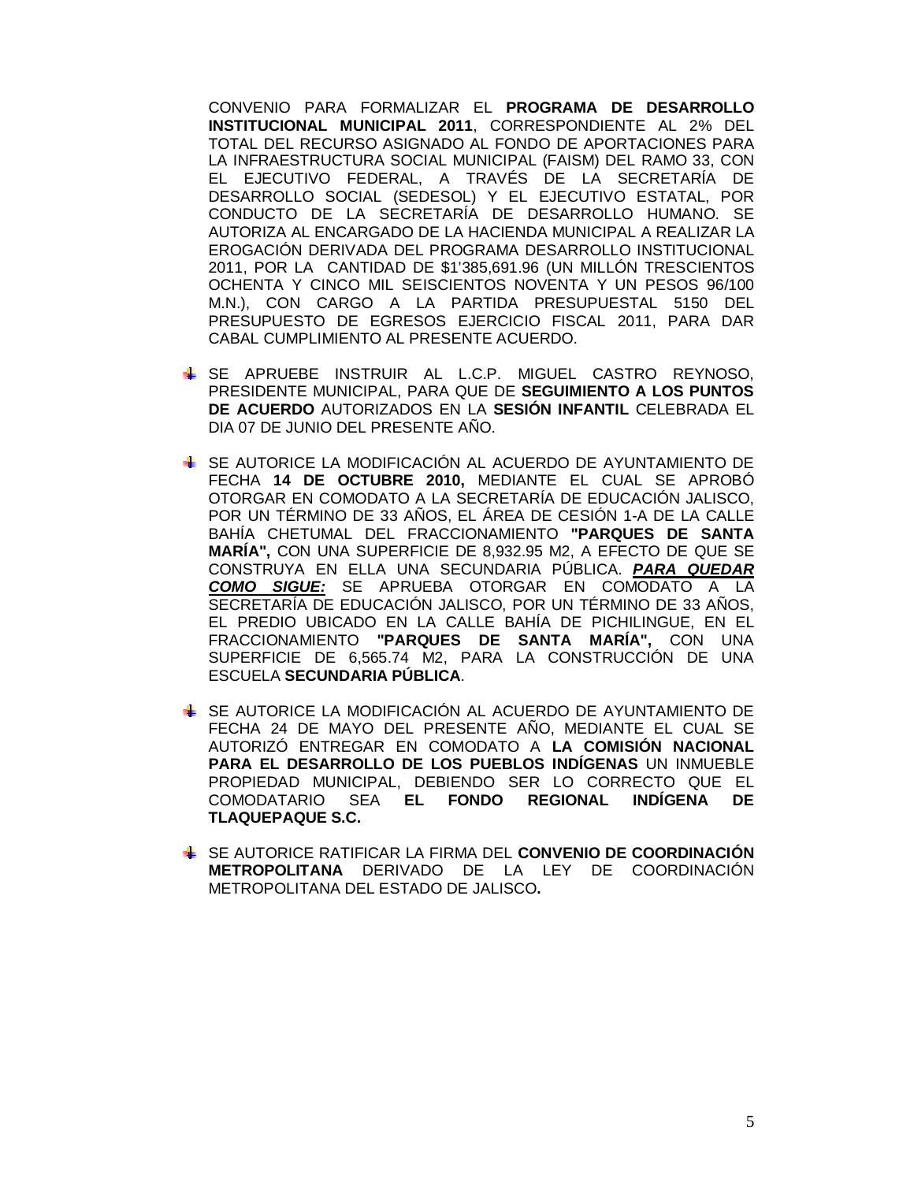CONVENIO PARA FORMALIZAR EL **PROGRAMA DE DESARROLLO INSTITUCIONAL MUNICIPAL 2011**, CORRESPONDIENTE AL 2% DEL TOTAL DEL RECURSO ASIGNADO AL FONDO DE APORTACIONES PARA LA INFRAESTRUCTURA SOCIAL MUNICIPAL (FAISM) DEL RAMO 33, CON EL EJECUTIVO FEDERAL, A TRAVÉS DE LA SECRETARÍA DE DESARROLLO SOCIAL (SEDESOL) Y EL EJECUTIVO ESTATAL, POR CONDUCTO DE LA SECRETARÍA DE DESARROLLO HUMANO. SE AUTORIZA AL ENCARGADO DE LA HACIENDA MUNICIPAL A REALIZAR LA EROGACIÓN DERIVADA DEL PROGRAMA DESARROLLO INSTITUCIONAL 2011, POR LA CANTIDAD DE $1'385,691.96 (UN MILLÓN TRESCIENTOS OCHENTA Y CINCO MIL SEISCIENTOS NOVENTA Y UN PESOS 96/100 M.N.), CON CARGO A LA PARTIDA PRESUPUESTAL 5150 DEL PRESUPUESTO DE EGRESOS EJERCICIO FISCAL 2011, PARA DAR CABAL CUMPLIMIENTO AL PRESENTE ACUERDO.

- SE APRUEBE INSTRUIR AL L.C.P. MIGUEL CASTRO REYNOSO, PRESIDENTE MUNICIPAL, PARA QUE DE **SEGUIMIENTO A LOS PUNTOS DE ACUERDO** AUTORIZADOS EN LA **SESIÓN INFANTIL** CELEBRADA EL DIA 07 DE JUNIO DEL PRESENTE AÑO.

- SE AUTORICE LA MODIFICACIÓN AL ACUERDO DE AYUNTAMIENTO DE FECHA **14 DE OCTUBRE 2010,** MEDIANTE EL CUAL SE APROBÓ OTORGAR EN COMODATO A LA SECRETARÍA DE EDUCACIÓN JALISCO, POR UN TÉRMINO DE 33 AÑOS, EL ÁREA DE CESIÓN 1-A DE LA CALLE BAHÍA CHETUMAL DEL FRACCIONAMIENTO **"PARQUES DE SANTA MARÍA",** CON UNA SUPERFICIE DE 8,932.95 M2, A EFECTO DE QUE SE CONSTRUYA EN ELLA UNA SECUNDARIA PÚBLICA. ***PARA QUEDAR COMO SIGUE:*** SE APRUEBA OTORGAR EN COMODATO A LA SECRETARÍA DE EDUCACIÓN JALISCO, POR UN TÉRMINO DE 33 AÑOS, EL PREDIO UBICADO EN LA CALLE BAHÍA DE PICHILINGUE, EN EL FRACCIONAMIENTO **"PARQUES DE SANTA MARÍA",** CON UNA SUPERFICIE DE 6,565.74 M2, PARA LA CONSTRUCCIÓN DE UNA ESCUELA **SECUNDARIA PÚBLICA**.

- SE AUTORICE LA MODIFICACIÓN AL ACUERDO DE AYUNTAMIENTO DE FECHA 24 DE MAYO DEL PRESENTE AÑO, MEDIANTE EL CUAL SE AUTORIZÓ ENTREGAR EN COMODATO A **LA COMISIÓN NACIONAL PARA EL DESARROLLO DE LOS PUEBLOS INDÍGENAS** UN INMUEBLE PROPIEDAD MUNICIPAL, DEBIENDO SER LO CORRECTO QUE EL COMODATARIO SEA **EL FONDO REGIONAL INDÍGENA DE TLAQUEPAQUE S.C.**

- SE AUTORICE RATIFICAR LA FIRMA DEL **CONVENIO DE COORDINACIÓN METROPOLITANA** DERIVADO DE LA LEY DE COORDINACIÓN METROPOLITANA DEL ESTADO DE JALISCO**.**